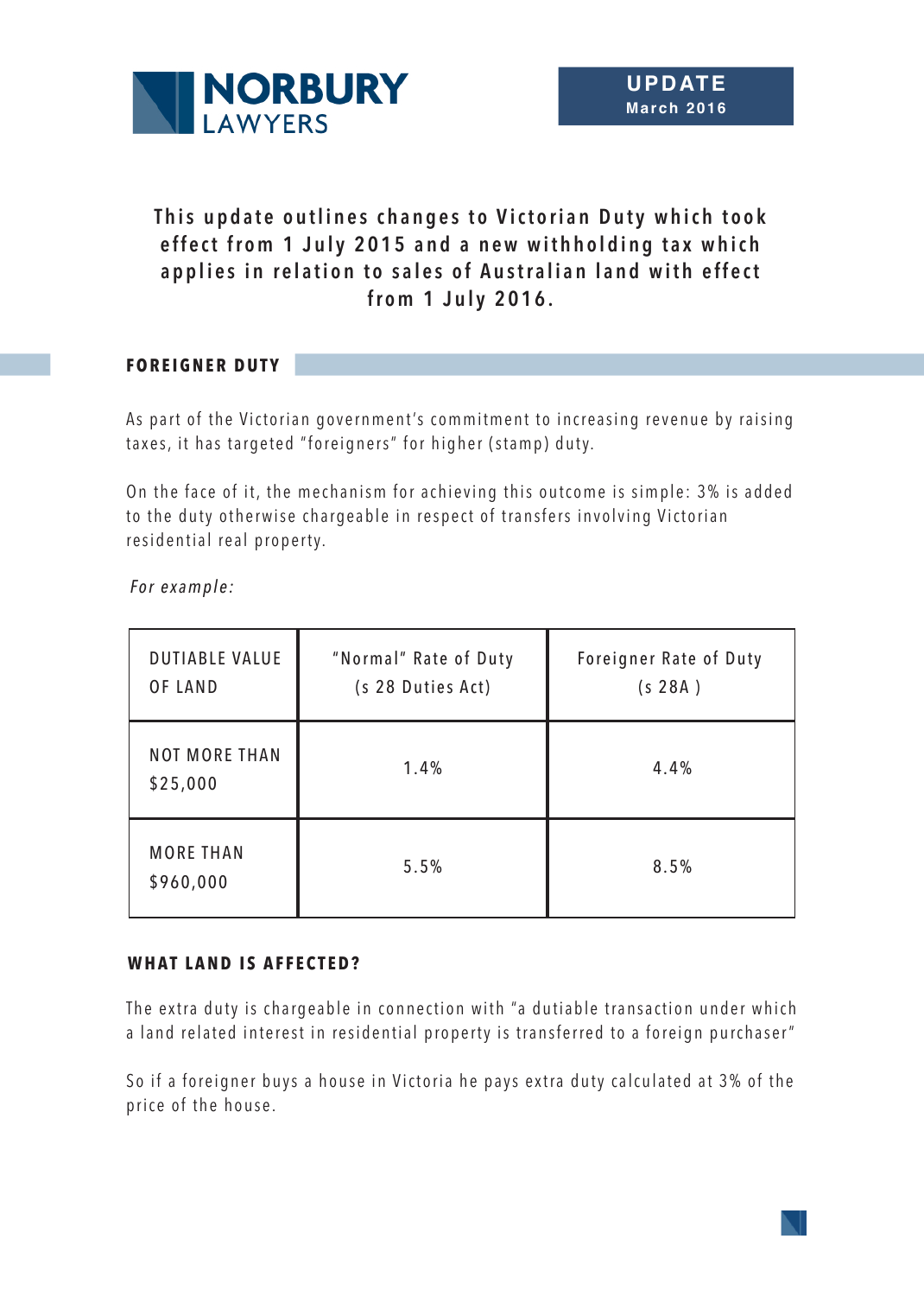NORBURY LAWYERS

**UPDATE**
**March 2016**

**This update outlines changes to Victorian Duty which took effect from 1 July 2015 and a new withholding tax which applies in relation to sales of Australian land with effect from 1 July 2016.**

## FOREIGNER DUTY

As part of the Victorian government's commitment to increasing revenue by raising taxes, it has targeted "foreigners" for higher (stamp) duty.

On the face of it, the mechanism for achieving this outcome is simple: 3% is added to the duty otherwise chargeable in respect of transfers involving Victorian residential real property.

*For example:*

| DUTIABLE VALUE OF LAND | "Normal" Rate of Duty (s 28 Duties Act) | Foreigner Rate of Duty (s 28A ) |
|---|---|---|
| NOT MORE THAN $25,000 | 1.4% | 4.4% |
| MORE THAN $960,000 | 5.5% | 8.5% |

## WHAT LAND IS AFFECTED?

The extra duty is chargeable in connection with "a dutiable transaction under which a land related interest in residential property is transferred to a foreign purchaser"

So if a foreigner buys a house in Victoria he pays extra duty calculated at 3% of the price of the house.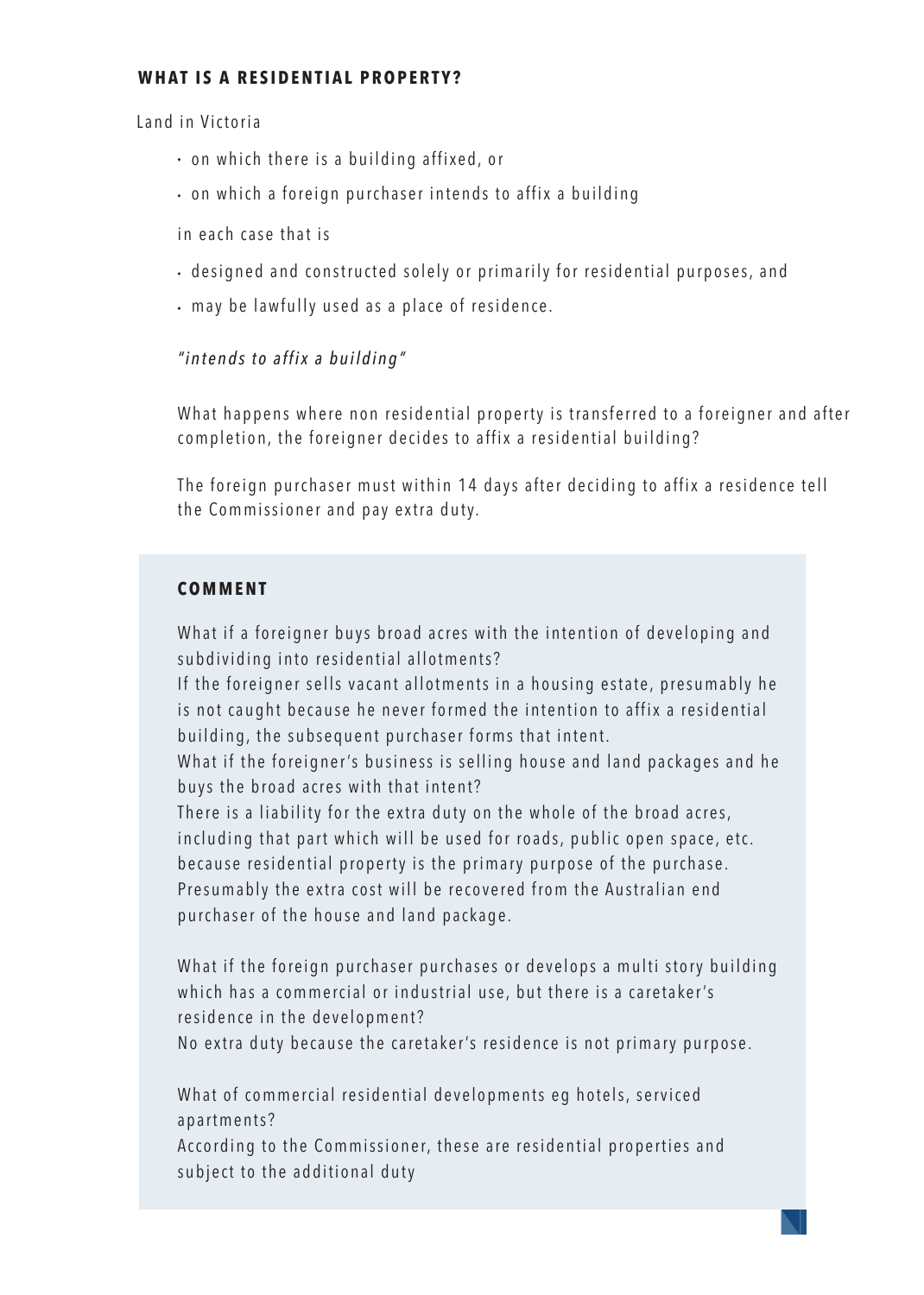### WHAT IS A RESIDENTIAL PROPERTY?

Land in Victoria

- on which there is a building affixed, or
- on which a foreign purchaser intends to affix a building

in each case that is

- designed and constructed solely or primarily for residential purposes, and
- may be lawfully used as a place of residence.

*"intends to affix a building"*

What happens where non residential property is transferred to a foreigner and after completion, the foreigner decides to affix a residential building?

The foreign purchaser must within 14 days after deciding to affix a residence tell the Commissioner and pay extra duty.

#### COMMENT

What if a foreigner buys broad acres with the intention of developing and subdividing into residential allotments?

If the foreigner sells vacant allotments in a housing estate, presumably he is not caught because he never formed the intention to affix a residential building, the subsequent purchaser forms that intent.

What if the foreigner's business is selling house and land packages and he buys the broad acres with that intent?

There is a liability for the extra duty on the whole of the broad acres, including that part which will be used for roads, public open space, etc. because residential property is the primary purpose of the purchase. Presumably the extra cost will be recovered from the Australian end purchaser of the house and land package.

What if the foreign purchaser purchases or develops a multi story building which has a commercial or industrial use, but there is a caretaker's residence in the development?

No extra duty because the caretaker's residence is not primary purpose.

What of commercial residential developments eg hotels, serviced apartments?

According to the Commissioner, these are residential properties and subject to the additional duty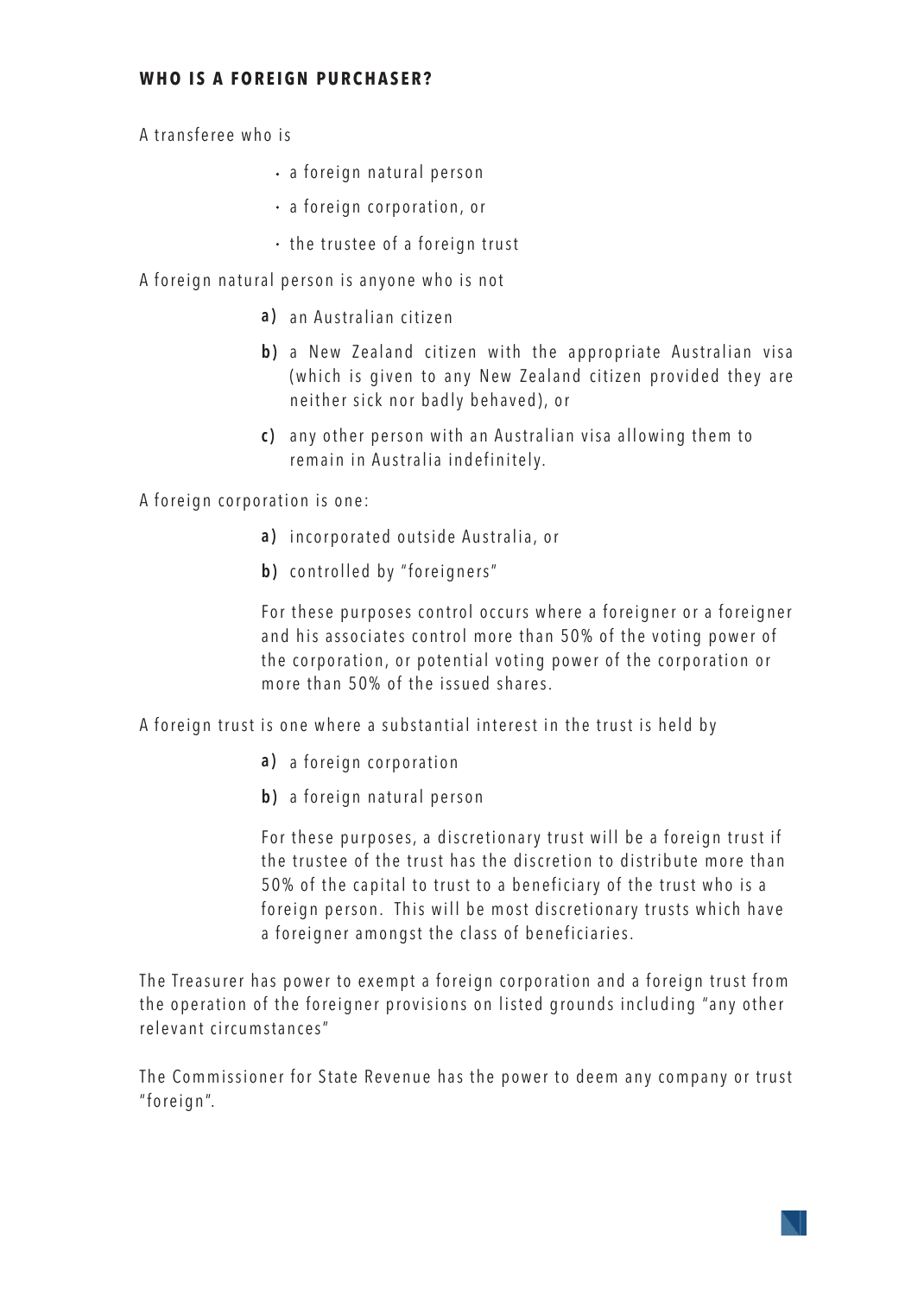#### WHO IS A FOREIGN PURCHASER?

A transferee who is

- a foreign natural person
- a foreign corporation, or
- the trustee of a foreign trust

A foreign natural person is anyone who is not

a) an Australian citizen

b) a New Zealand citizen with the appropriate Australian visa (which is given to any New Zealand citizen provided they are neither sick nor badly behaved), or

c) any other person with an Australian visa allowing them to remain in Australia indefinitely.

A foreign corporation is one:

a) incorporated outside Australia, or

b) controlled by "foreigners"

For these purposes control occurs where a foreigner or a foreigner and his associates control more than 50% of the voting power of the corporation, or potential voting power of the corporation or more than 50% of the issued shares.

A foreign trust is one where a substantial interest in the trust is held by

a) a foreign corporation

b) a foreign natural person

For these purposes, a discretionary trust will be a foreign trust if the trustee of the trust has the discretion to distribute more than 50% of the capital to trust to a beneficiary of the trust who is a foreign person. This will be most discretionary trusts which have a foreigner amongst the class of beneficiaries.

The Treasurer has power to exempt a foreign corporation and a foreign trust from the operation of the foreigner provisions on listed grounds including "any other relevant circumstances"

The Commissioner for State Revenue has the power to deem any company or trust "foreign".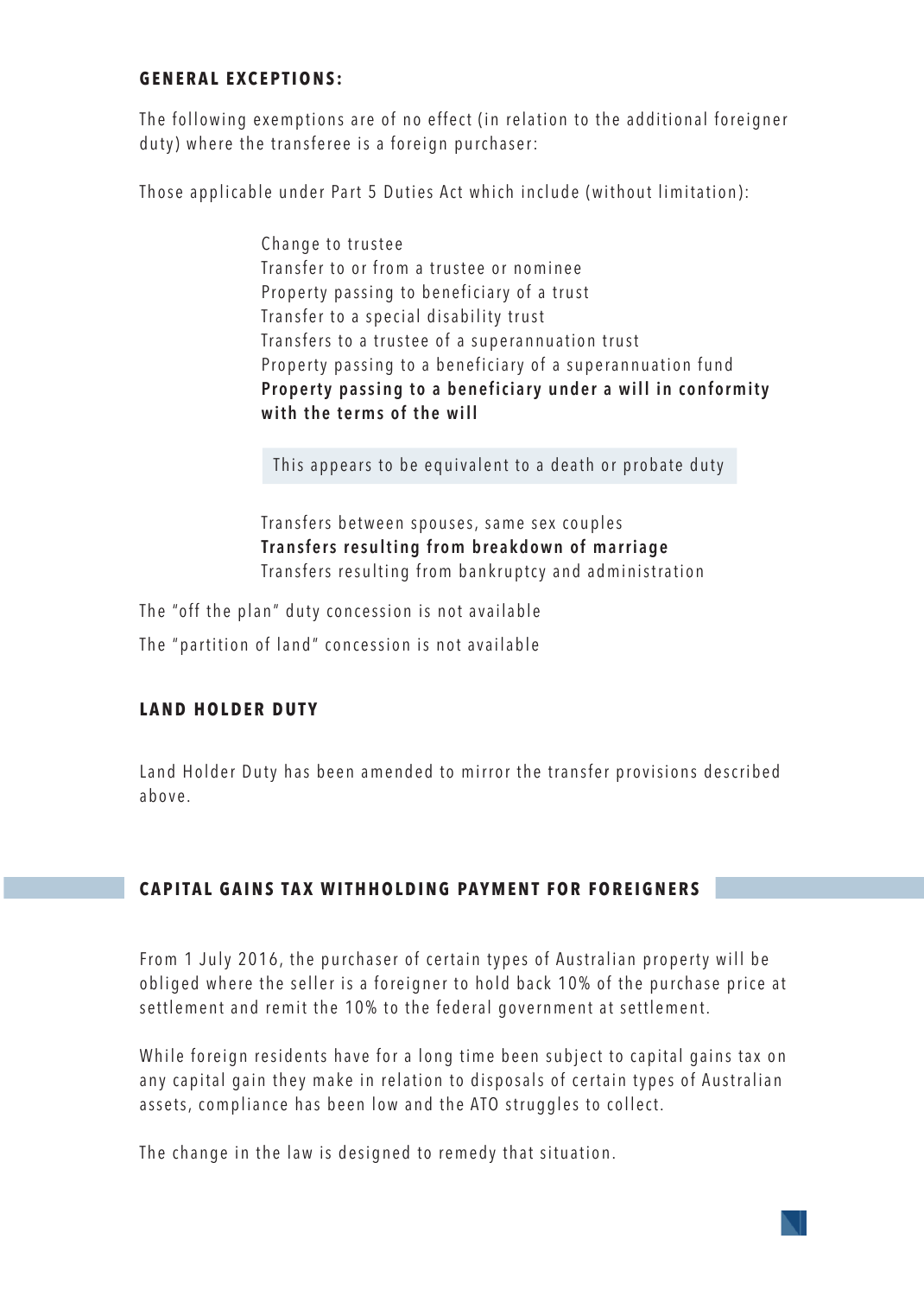### GENERAL EXCEPTIONS:

The following exemptions are of no effect (in relation to the additional foreigner duty) where the transferee is a foreign purchaser:

Those applicable under Part 5 Duties Act which include (without limitation):

- Change to trustee
- Transfer to or from a trustee or nominee
- Property passing to beneficiary of a trust
- Transfer to a special disability trust
- Transfers to a trustee of a superannuation trust
- Property passing to a beneficiary of a superannuation fund
- **Property passing to a beneficiary under a will in conformity with the terms of the will**

> This appears to be equivalent to a death or probate duty

- Transfers between spouses, same sex couples
- **Transfers resulting from breakdown of marriage**
- Transfers resulting from bankruptcy and administration

The "off the plan" duty concession is not available

The "partition of land" concession is not available

### LAND HOLDER DUTY

Land Holder Duty has been amended to mirror the transfer provisions described above.

## CAPITAL GAINS TAX WITHHOLDING PAYMENT FOR FOREIGNERS

From 1 July 2016, the purchaser of certain types of Australian property will be obliged where the seller is a foreigner to hold back 10% of the purchase price at settlement and remit the 10% to the federal government at settlement.

While foreign residents have for a long time been subject to capital gains tax on any capital gain they make in relation to disposals of certain types of Australian assets, compliance has been low and the ATO struggles to collect.

The change in the law is designed to remedy that situation.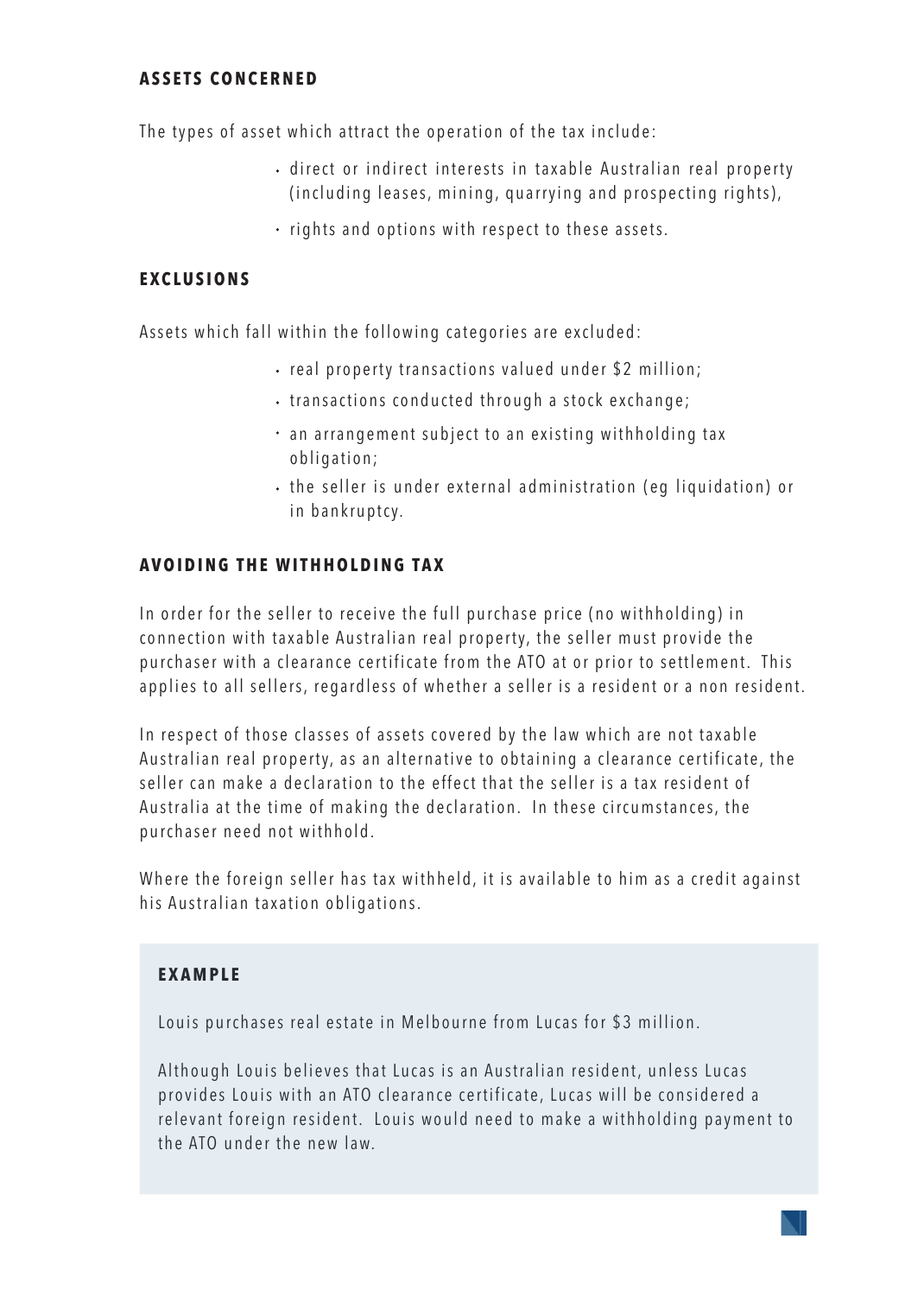## ASSETS CONCERNED

The types of asset which attract the operation of the tax include:

- direct or indirect interests in taxable Australian real property (including leases, mining, quarrying and prospecting rights),
- rights and options with respect to these assets.

## EXCLUSIONS

Assets which fall within the following categories are excluded:

- real property transactions valued under $2 million;
- transactions conducted through a stock exchange;
- an arrangement subject to an existing withholding tax obligation;
- the seller is under external administration (eg liquidation) or in bankruptcy.

## AVOIDING THE WITHHOLDING TAX

In order for the seller to receive the full purchase price (no withholding) in connection with taxable Australian real property, the seller must provide the purchaser with a clearance certificate from the ATO at or prior to settlement. This applies to all sellers, regardless of whether a seller is a resident or a non resident.

In respect of those classes of assets covered by the law which are not taxable Australian real property, as an alternative to obtaining a clearance certificate, the seller can make a declaration to the effect that the seller is a tax resident of Australia at the time of making the declaration. In these circumstances, the purchaser need not withhold.

Where the foreign seller has tax withheld, it is available to him as a credit against his Australian taxation obligations.

> **EXAMPLE**
>
> Louis purchases real estate in Melbourne from Lucas for $3 million.
>
> Although Louis believes that Lucas is an Australian resident, unless Lucas provides Louis with an ATO clearance certificate, Lucas will be considered a relevant foreign resident. Louis would need to make a withholding payment to the ATO under the new law.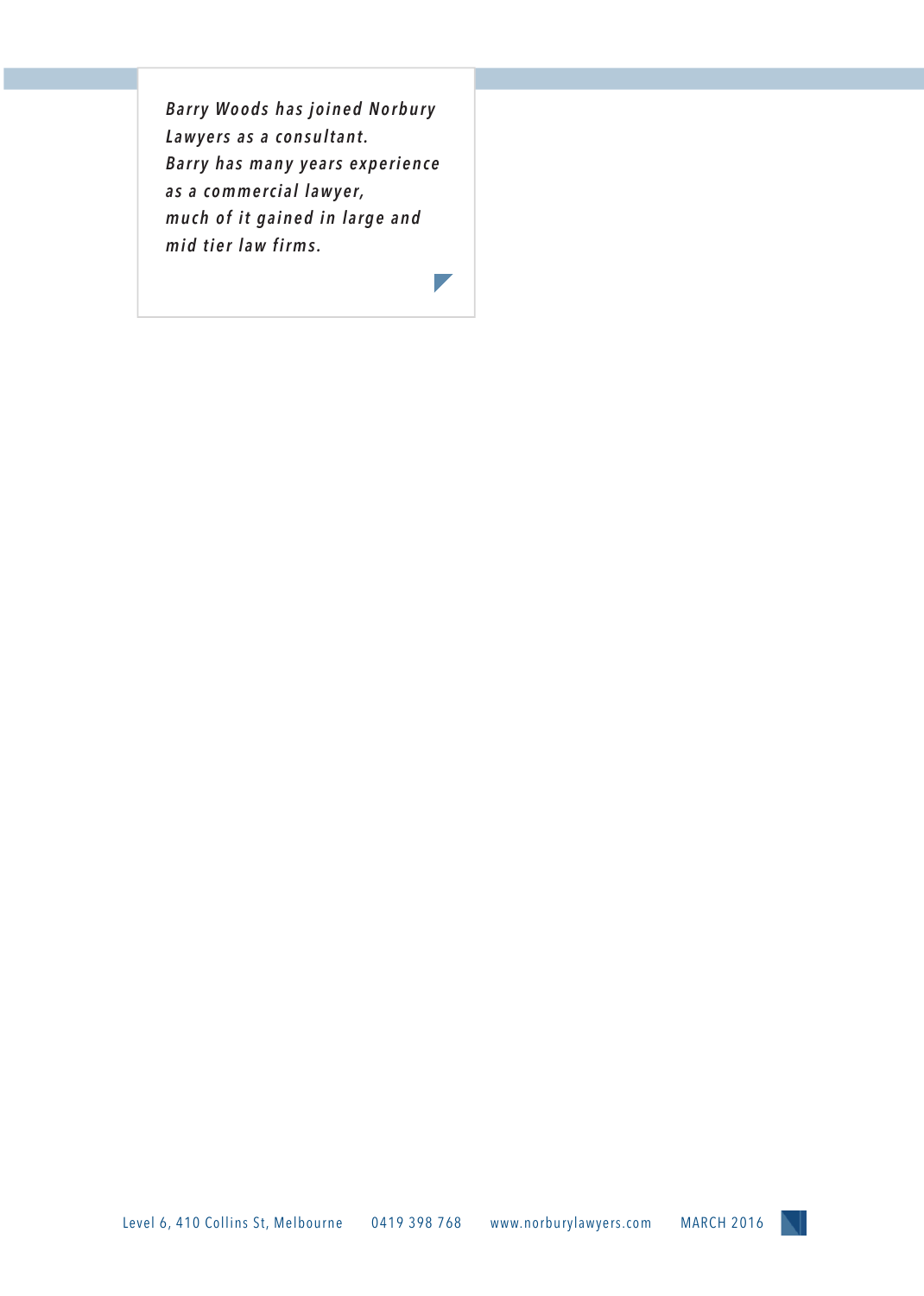*Barry Woods has joined Norbury Lawyers as a consultant. Barry has many years experience as a commercial lawyer, much of it gained in large and mid tier law firms.*